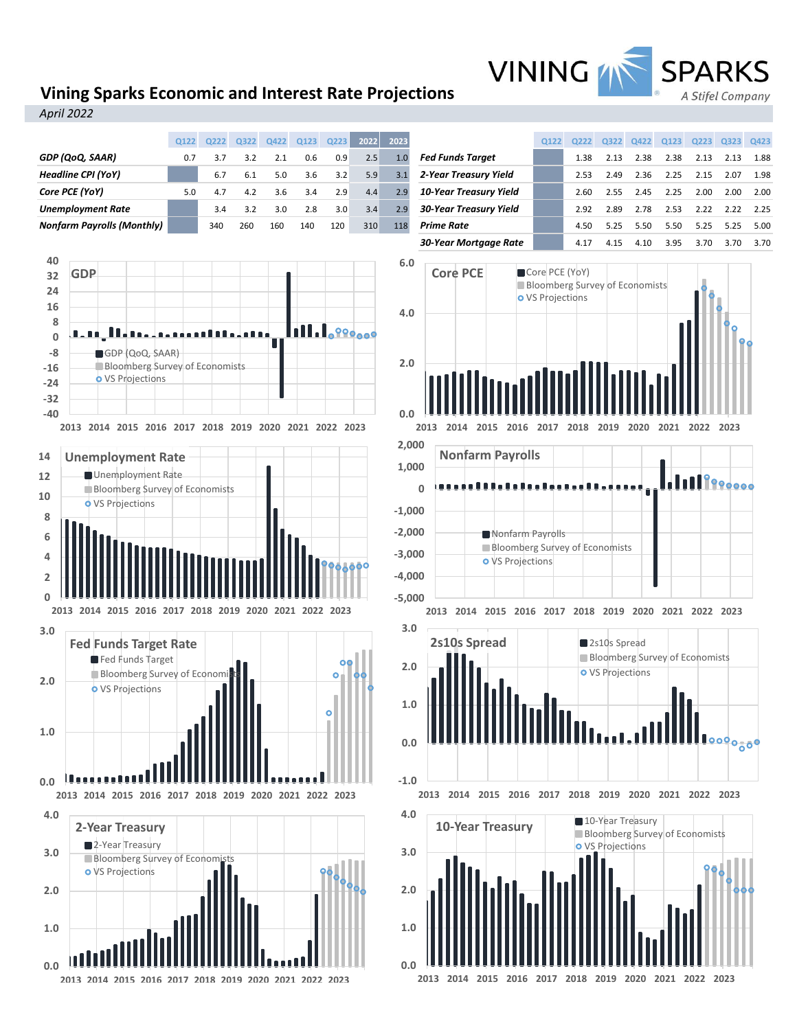# Vining Sparks Economic and Interest Rate Projections

*April 2022*

VINING SPARKS — *A Stifel Company*

| | Q122 | Q222 | Q322 | Q422 | Q123 | Q223 | 2022 | 2023 |
|---|---|---|---|---|---|---|---|---|
| ***GDP (QoQ, SAAR)*** | 0.7 | 3.7 | 3.2 | 2.1 | 0.6 | 0.9 | 2.5 | 1.0 |
| ***Headline CPI (YoY)*** | | 6.7 | 6.1 | 5.0 | 3.6 | 3.2 | 5.9 | 3.1 |
| ***Core PCE (YoY)*** | 5.0 | 4.7 | 4.2 | 3.6 | 3.4 | 2.9 | 4.4 | 2.9 |
| ***Unemployment Rate*** | | 3.4 | 3.2 | 3.0 | 2.8 | 3.0 | 3.4 | 2.9 |
| ***Nonfarm Payrolls (Monthly)*** | | 340 | 260 | 160 | 140 | 120 | 310 | 118 |

| | Q122 | Q222 | Q322 | Q422 | Q123 | Q223 | Q323 | Q423 |
|---|---|---|---|---|---|---|---|---|
| ***Fed Funds Target*** | | 1.38 | 2.13 | 2.38 | 2.38 | 2.13 | 2.13 | 1.88 |
| ***2-Year Treasury Yield*** | | 2.53 | 2.49 | 2.36 | 2.25 | 2.15 | 2.07 | 1.98 |
| ***10-Year Treasury Yield*** | | 2.60 | 2.55 | 2.45 | 2.25 | 2.00 | 2.00 | 2.00 |
| ***30-Year Treasury Yield*** | | 2.92 | 2.89 | 2.78 | 2.53 | 2.22 | 2.22 | 2.25 |
| ***Prime Rate*** | | 4.50 | 5.25 | 5.50 | 5.50 | 5.25 | 5.25 | 5.00 |
| ***30-Year Mortgage Rate*** | | 4.17 | 4.15 | 4.10 | 3.95 | 3.70 | 3.70 | 3.70 |

## GDP
GDP (QoQ, SAAR) · Bloomberg Survey of Economists · VS Projections

## Core PCE
Core PCE (YoY) · Bloomberg Survey of Economists · VS Projections

## Unemployment Rate
Unemployment Rate · Bloomberg Survey of Economists · VS Projections

## Nonfarm Payrolls
Nonfarm Payrolls · Bloomberg Survey of Economists · VS Projections

## Fed Funds Target Rate
Fed Funds Target · Bloomberg Survey of Economists · VS Projections

## 2s10s Spread
2s10s Spread · Bloomberg Survey of Economists · VS Projections

## 2-Year Treasury
2-Year Treasury · Bloomberg Survey of Economists · VS Projections

## 10-Year Treasury
10-Year Treasury · Bloomberg Survey of Economists · VS Projections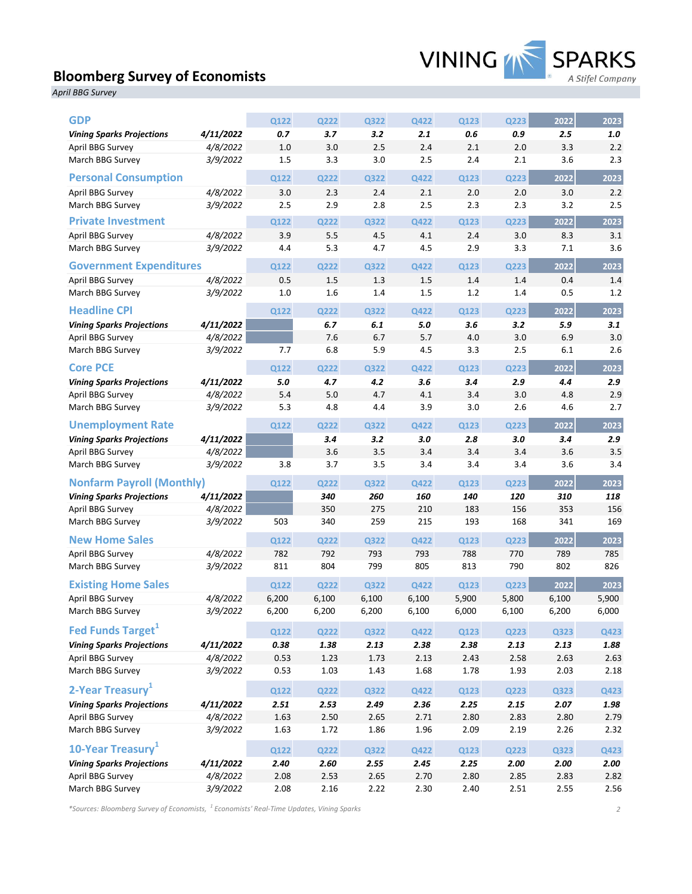# Bloomberg Survey of Economists

*April BBG Survey*

## GDP

| | | Q122 | Q222 | Q322 | Q422 | Q123 | Q223 | 2022 | 2023 |
|---|---|---|---|---|---|---|---|---|---|
| ***Vining Sparks Projections*** | ***4/11/2022*** | ***0.7*** | ***3.7*** | ***3.2*** | ***2.1*** | ***0.6*** | ***0.9*** | ***2.5*** | ***1.0*** |
| April BBG Survey | *4/8/2022* | 1.0 | 3.0 | 2.5 | 2.4 | 2.1 | 2.0 | 3.3 | 2.2 |
| March BBG Survey | *3/9/2022* | 1.5 | 3.3 | 3.0 | 2.5 | 2.4 | 2.1 | 3.6 | 2.3 |

## Personal Consumption

| | | Q122 | Q222 | Q322 | Q422 | Q123 | Q223 | 2022 | 2023 |
|---|---|---|---|---|---|---|---|---|---|
| April BBG Survey | *4/8/2022* | 3.0 | 2.3 | 2.4 | 2.1 | 2.0 | 2.0 | 3.0 | 2.2 |
| March BBG Survey | *3/9/2022* | 2.5 | 2.9 | 2.8 | 2.5 | 2.3 | 2.3 | 3.2 | 2.5 |

## Private Investment

| | | Q122 | Q222 | Q322 | Q422 | Q123 | Q223 | 2022 | 2023 |
|---|---|---|---|---|---|---|---|---|---|
| April BBG Survey | *4/8/2022* | 3.9 | 5.5 | 4.5 | 4.1 | 2.4 | 3.0 | 8.3 | 3.1 |
| March BBG Survey | *3/9/2022* | 4.4 | 5.3 | 4.7 | 4.5 | 2.9 | 3.3 | 7.1 | 3.6 |

## Government Expenditures

| | | Q122 | Q222 | Q322 | Q422 | Q123 | Q223 | 2022 | 2023 |
|---|---|---|---|---|---|---|---|---|---|
| April BBG Survey | *4/8/2022* | 0.5 | 1.5 | 1.3 | 1.5 | 1.4 | 1.4 | 0.4 | 1.4 |
| March BBG Survey | *3/9/2022* | 1.0 | 1.6 | 1.4 | 1.5 | 1.2 | 1.4 | 0.5 | 1.2 |

## Headline CPI

| | | Q122 | Q222 | Q322 | Q422 | Q123 | Q223 | 2022 | 2023 |
|---|---|---|---|---|---|---|---|---|---|
| ***Vining Sparks Projections*** | ***4/11/2022*** | | ***6.7*** | ***6.1*** | ***5.0*** | ***3.6*** | ***3.2*** | ***5.9*** | ***3.1*** |
| April BBG Survey | *4/8/2022* | | 7.6 | 6.7 | 5.7 | 4.0 | 3.0 | 6.9 | 3.0 |
| March BBG Survey | *3/9/2022* | 7.7 | 6.8 | 5.9 | 4.5 | 3.3 | 2.5 | 6.1 | 2.6 |

## Core PCE

| | | Q122 | Q222 | Q322 | Q422 | Q123 | Q223 | 2022 | 2023 |
|---|---|---|---|---|---|---|---|---|---|
| ***Vining Sparks Projections*** | ***4/11/2022*** | ***5.0*** | ***4.7*** | ***4.2*** | ***3.6*** | ***3.4*** | ***2.9*** | ***4.4*** | ***2.9*** |
| April BBG Survey | *4/8/2022* | 5.4 | 5.0 | 4.7 | 4.1 | 3.4 | 3.0 | 4.8 | 2.9 |
| March BBG Survey | *3/9/2022* | 5.3 | 4.8 | 4.4 | 3.9 | 3.0 | 2.6 | 4.6 | 2.7 |

## Unemployment Rate

| | | Q122 | Q222 | Q322 | Q422 | Q123 | Q223 | 2022 | 2023 |
|---|---|---|---|---|---|---|---|---|---|
| ***Vining Sparks Projections*** | ***4/11/2022*** | | ***3.4*** | ***3.2*** | ***3.0*** | ***2.8*** | ***3.0*** | ***3.4*** | ***2.9*** |
| April BBG Survey | *4/8/2022* | | 3.6 | 3.5 | 3.4 | 3.4 | 3.4 | 3.6 | 3.5 |
| March BBG Survey | *3/9/2022* | 3.8 | 3.7 | 3.5 | 3.4 | 3.4 | 3.4 | 3.6 | 3.4 |

## Nonfarm Payroll (Monthly)

| | | Q122 | Q222 | Q322 | Q422 | Q123 | Q223 | 2022 | 2023 |
|---|---|---|---|---|---|---|---|---|---|
| ***Vining Sparks Projections*** | ***4/11/2022*** | | ***340*** | ***260*** | ***160*** | ***140*** | ***120*** | ***310*** | ***118*** |
| April BBG Survey | *4/8/2022* | | 350 | 275 | 210 | 183 | 156 | 353 | 156 |
| March BBG Survey | *3/9/2022* | 503 | 340 | 259 | 215 | 193 | 168 | 341 | 169 |

## New Home Sales

| | | Q122 | Q222 | Q322 | Q422 | Q123 | Q223 | 2022 | 2023 |
|---|---|---|---|---|---|---|---|---|---|
| April BBG Survey | *4/8/2022* | 782 | 792 | 793 | 793 | 788 | 770 | 789 | 785 |
| March BBG Survey | *3/9/2022* | 811 | 804 | 799 | 805 | 813 | 790 | 802 | 826 |

## Existing Home Sales

| | | Q122 | Q222 | Q322 | Q422 | Q123 | Q223 | 2022 | 2023 |
|---|---|---|---|---|---|---|---|---|---|
| April BBG Survey | *4/8/2022* | 6,200 | 6,100 | 6,100 | 6,100 | 5,900 | 5,800 | 6,100 | 5,900 |
| March BBG Survey | *3/9/2022* | 6,200 | 6,200 | 6,200 | 6,100 | 6,000 | 6,100 | 6,200 | 6,000 |

## Fed Funds Target[1]

| | | Q122 | Q222 | Q322 | Q422 | Q123 | Q223 | Q323 | Q423 |
|---|---|---|---|---|---|---|---|---|---|
| ***Vining Sparks Projections*** | ***4/11/2022*** | ***0.38*** | ***1.38*** | ***2.13*** | ***2.38*** | ***2.38*** | ***2.13*** | ***2.13*** | ***1.88*** |
| April BBG Survey | *4/8/2022* | 0.53 | 1.23 | 1.73 | 2.13 | 2.43 | 2.58 | 2.63 | 2.63 |
| March BBG Survey | *3/9/2022* | 0.53 | 1.03 | 1.43 | 1.68 | 1.78 | 1.93 | 2.03 | 2.18 |

## 2-Year Treasury[1]

| | | Q122 | Q222 | Q322 | Q422 | Q123 | Q223 | Q323 | Q423 |
|---|---|---|---|---|---|---|---|---|---|
| ***Vining Sparks Projections*** | ***4/11/2022*** | ***2.51*** | ***2.53*** | ***2.49*** | ***2.36*** | ***2.25*** | ***2.15*** | ***2.07*** | ***1.98*** |
| April BBG Survey | *4/8/2022* | 1.63 | 2.50 | 2.65 | 2.71 | 2.80 | 2.83 | 2.80 | 2.79 |
| March BBG Survey | *3/9/2022* | 1.63 | 1.72 | 1.86 | 1.96 | 2.09 | 2.19 | 2.26 | 2.32 |

## 10-Year Treasury[1]

| | | Q122 | Q222 | Q322 | Q422 | Q123 | Q223 | Q323 | Q423 |
|---|---|---|---|---|---|---|---|---|---|
| ***Vining Sparks Projections*** | ***4/11/2022*** | ***2.40*** | ***2.60*** | ***2.55*** | ***2.45*** | ***2.25*** | ***2.00*** | ***2.00*** | ***2.00*** |
| April BBG Survey | *4/8/2022* | 2.08 | 2.53 | 2.65 | 2.70 | 2.80 | 2.85 | 2.83 | 2.82 |
| March BBG Survey | *3/9/2022* | 2.08 | 2.16 | 2.22 | 2.30 | 2.40 | 2.51 | 2.55 | 2.56 |

*\*Sources: Bloomberg Survey of Economists, [1] Economists' Real-Time Updates, Vining Sparks*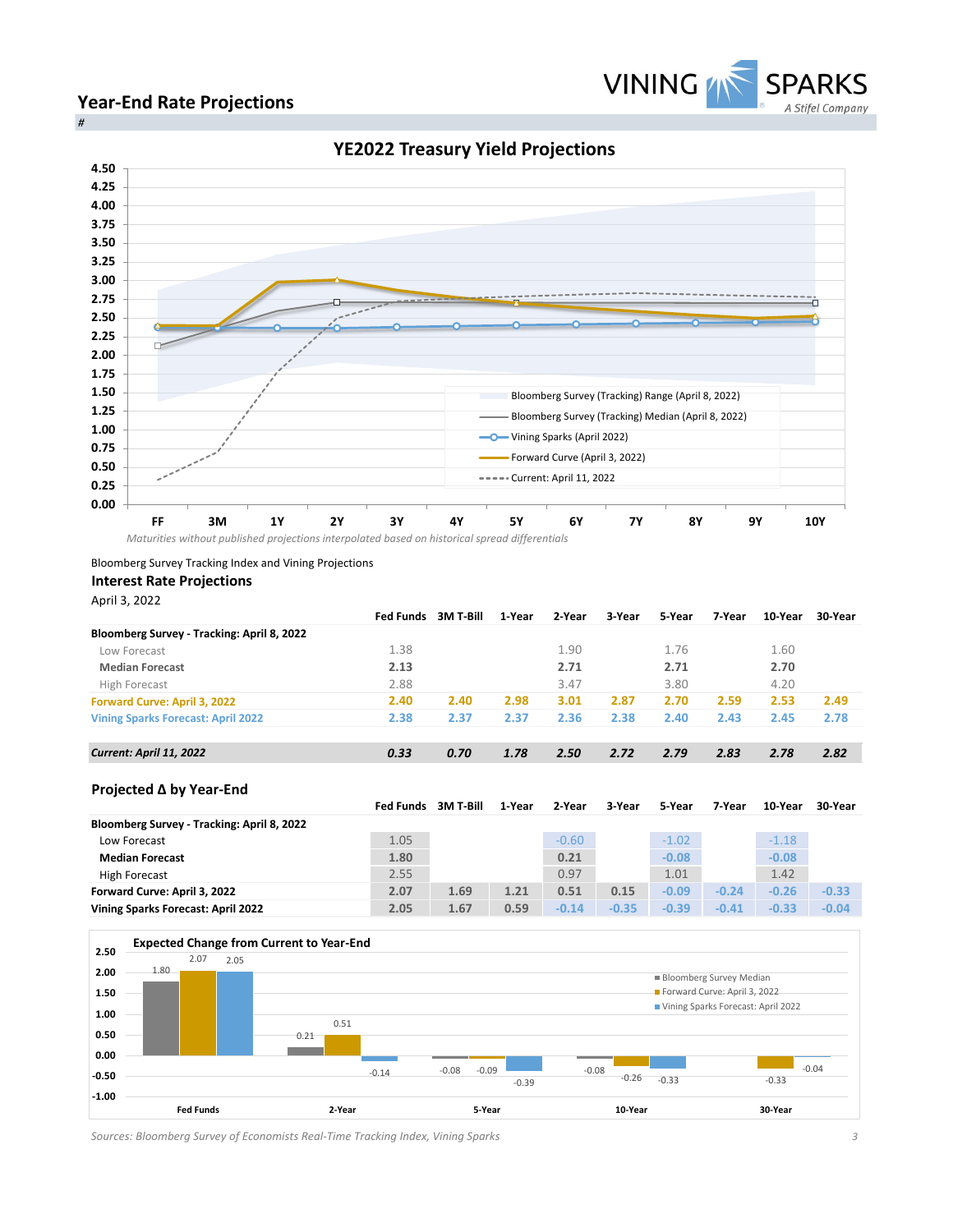## Year-End Rate Projections

### YE2022 Treasury Yield Projections

*Maturities without published projections interpolated based on historical spread differentials*

Bloomberg Survey Tracking Index and Vining Projections

### Interest Rate Projections

April 3, 2022

| | Fed Funds | 3M T-Bill | 1-Year | 2-Year | 3-Year | 5-Year | 7-Year | 10-Year | 30-Year |
|---|---|---|---|---|---|---|---|---|---|
| **Bloomberg Survey - Tracking: April 8, 2022** | | | | | | | | | |
| Low Forecast | 1.38 | | | 1.90 | | 1.76 | | 1.60 | |
| **Median Forecast** | **2.13** | | | **2.71** | | **2.71** | | **2.70** | |
| High Forecast | 2.88 | | | 3.47 | | 3.80 | | 4.20 | |
| **Forward Curve: April 3, 2022** | **2.40** | **2.40** | **2.98** | **3.01** | **2.87** | **2.70** | **2.59** | **2.53** | **2.49** |
| **Vining Sparks Forecast: April 2022** | **2.38** | **2.37** | **2.37** | **2.36** | **2.38** | **2.40** | **2.43** | **2.45** | **2.78** |
| ***Current: April 11, 2022*** | ***0.33*** | ***0.70*** | ***1.78*** | ***2.50*** | ***2.72*** | ***2.79*** | ***2.83*** | ***2.78*** | ***2.82*** |

### Projected Δ by Year-End

| | Fed Funds | 3M T-Bill | 1-Year | 2-Year | 3-Year | 5-Year | 7-Year | 10-Year | 30-Year |
|---|---|---|---|---|---|---|---|---|---|
| **Bloomberg Survey - Tracking: April 8, 2022** | | | | | | | | | |
| Low Forecast | 1.05 | | | -0.60 | | -1.02 | | -1.18 | |
| **Median Forecast** | **1.80** | | | **0.21** | | **-0.08** | | **-0.08** | |
| High Forecast | 2.55 | | | 0.97 | | 1.01 | | 1.42 | |
| **Forward Curve: April 3, 2022** | 2.07 | 1.69 | 1.21 | 0.51 | 0.15 | -0.09 | -0.24 | -0.26 | -0.33 |
| **Vining Sparks Forecast: April 2022** | 2.05 | 1.67 | 0.59 | -0.14 | -0.35 | -0.39 | -0.41 | -0.33 | -0.04 |

### Expected Change from Current to Year-End

| | Bloomberg Survey Median | Forward Curve: April 3, 2022 | Vining Sparks Forecast: April 2022 |
|---|---|---|---|
| Fed Funds | 1.80 | 2.07 | 2.05 |
| 2-Year | 0.21 | 0.51 | -0.14 |
| 5-Year | -0.08 | -0.09 | -0.39 |
| 10-Year | -0.08 | -0.26 | -0.33 |
| 30-Year | | -0.33 | -0.04 |

*Sources: Bloomberg Survey of Economists Real-Time Tracking Index, Vining Sparks*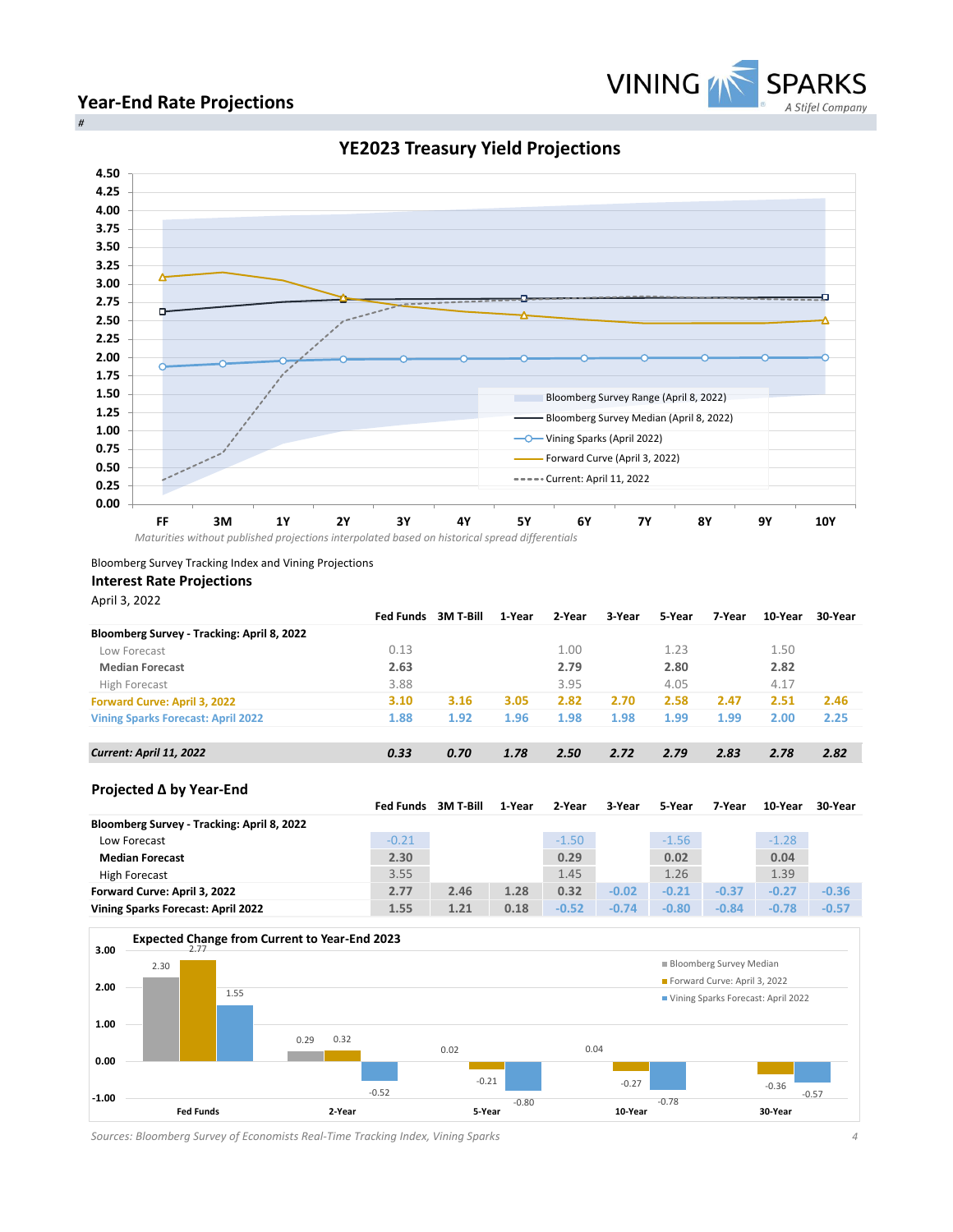## Year-End Rate Projections

### YE2023 Treasury Yield Projections

*Maturities without published projections interpolated based on historical spread differentials*

Bloomberg Survey Tracking Index and Vining Projections

### Interest Rate Projections

April 3, 2022

| | Fed Funds | 3M T-Bill | 1-Year | 2-Year | 3-Year | 5-Year | 7-Year | 10-Year | 30-Year |
|---|---|---|---|---|---|---|---|---|---|
| **Bloomberg Survey - Tracking: April 8, 2022** | | | | | | | | | |
| Low Forecast | 0.13 | | | 1.00 | | 1.23 | | 1.50 | |
| **Median Forecast** | **2.63** | | | **2.79** | | **2.80** | | **2.82** | |
| High Forecast | 3.88 | | | 3.95 | | 4.05 | | 4.17 | |
| **Forward Curve: April 3, 2022** | **3.10** | **3.16** | **3.05** | **2.82** | **2.70** | **2.58** | **2.47** | **2.51** | **2.46** |
| **Vining Sparks Forecast: April 2022** | **1.88** | **1.92** | **1.96** | **1.98** | **1.98** | **1.99** | **1.99** | **2.00** | **2.25** |
| ***Current: April 11, 2022*** | ***0.33*** | ***0.70*** | ***1.78*** | ***2.50*** | ***2.72*** | ***2.79*** | ***2.83*** | ***2.78*** | ***2.82*** |

### Projected Δ by Year-End

| | Fed Funds | 3M T-Bill | 1-Year | 2-Year | 3-Year | 5-Year | 7-Year | 10-Year | 30-Year |
|---|---|---|---|---|---|---|---|---|---|
| **Bloomberg Survey - Tracking: April 8, 2022** | | | | | | | | | |
| Low Forecast | -0.21 | | | -1.50 | | -1.56 | | -1.28 | |
| **Median Forecast** | 2.30 | | | 0.29 | | 0.02 | | 0.04 | |
| High Forecast | 3.55 | | | 1.45 | | 1.26 | | 1.39 | |
| **Forward Curve: April 3, 2022** | 2.77 | 2.46 | 1.28 | 0.32 | -0.02 | -0.21 | -0.37 | -0.27 | -0.36 |
| **Vining Sparks Forecast: April 2022** | 1.55 | 1.21 | 0.18 | -0.52 | -0.74 | -0.80 | -0.84 | -0.78 | -0.57 |

### Expected Change from Current to Year-End 2023

| | Bloomberg Survey Median | Forward Curve: April 3, 2022 | Vining Sparks Forecast: April 2022 |
|---|---|---|---|
| Fed Funds | 2.30 | 2.77 | 1.55 |
| 2-Year | 0.29 | 0.32 | -0.52 |
| 5-Year | 0.02 | -0.21 | -0.80 |
| 10-Year | 0.04 | -0.27 | -0.78 |
| 30-Year | | -0.36 | -0.57 |

*Sources: Bloomberg Survey of Economists Real-Time Tracking Index, Vining Sparks*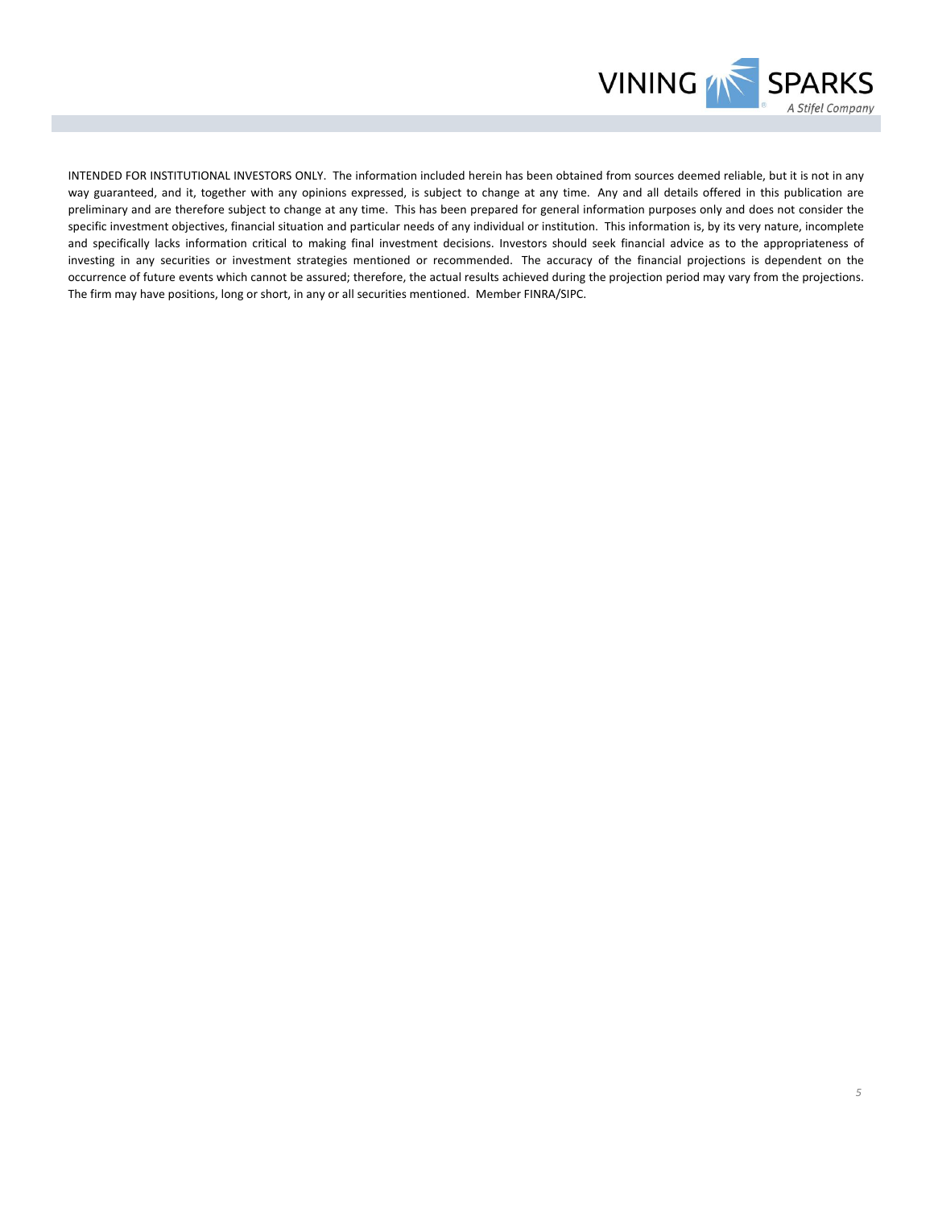INTENDED FOR INSTITUTIONAL INVESTORS ONLY. The information included herein has been obtained from sources deemed reliable, but it is not in any way guaranteed, and it, together with any opinions expressed, is subject to change at any time. Any and all details offered in this publication are preliminary and are therefore subject to change at any time. This has been prepared for general information purposes only and does not consider the specific investment objectives, financial situation and particular needs of any individual or institution. This information is, by its very nature, incomplete and specifically lacks information critical to making final investment decisions. Investors should seek financial advice as to the appropriateness of investing in any securities or investment strategies mentioned or recommended. The accuracy of the financial projections is dependent on the occurrence of future events which cannot be assured; therefore, the actual results achieved during the projection period may vary from the projections. The firm may have positions, long or short, in any or all securities mentioned. Member FINRA/SIPC.